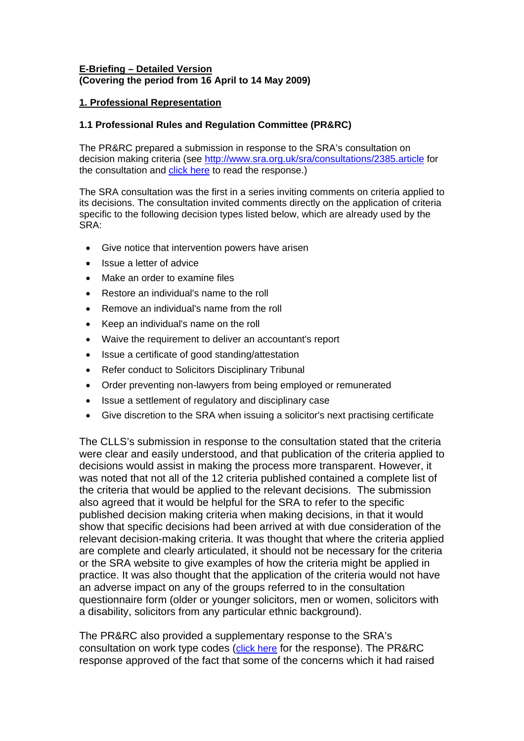**E-Briefing – Detailed Version**
**(Covering the period from 16 April to 14 May 2009)**

## 1. Professional Representation

### 1.1 Professional Rules and Regulation Committee (PR&RC)

The PR&RC prepared a submission in response to the SRA's consultation on decision making criteria (see http://www.sra.org.uk/sra/consultations/2385.article for the consultation and click here to read the response.)

The SRA consultation was the first in a series inviting comments on criteria applied to its decisions. The consultation invited comments directly on the application of criteria specific to the following decision types listed below, which are already used by the SRA:

- Give notice that intervention powers have arisen
- Issue a letter of advice
- Make an order to examine files
- Restore an individual's name to the roll
- Remove an individual's name from the roll
- Keep an individual's name on the roll
- Waive the requirement to deliver an accountant's report
- Issue a certificate of good standing/attestation
- Refer conduct to Solicitors Disciplinary Tribunal
- Order preventing non-lawyers from being employed or remunerated
- Issue a settlement of regulatory and disciplinary case
- Give discretion to the SRA when issuing a solicitor's next practising certificate

The CLLS's submission in response to the consultation stated that the criteria were clear and easily understood, and that publication of the criteria applied to decisions would assist in making the process more transparent. However, it was noted that not all of the 12 criteria published contained a complete list of the criteria that would be applied to the relevant decisions. The submission also agreed that it would be helpful for the SRA to refer to the specific published decision making criteria when making decisions, in that it would show that specific decisions had been arrived at with due consideration of the relevant decision-making criteria. It was thought that where the criteria applied are complete and clearly articulated, it should not be necessary for the criteria or the SRA website to give examples of how the criteria might be applied in practice. It was also thought that the application of the criteria would not have an adverse impact on any of the groups referred to in the consultation questionnaire form (older or younger solicitors, men or women, solicitors with a disability, solicitors from any particular ethnic background).

The PR&RC also provided a supplementary response to the SRA's consultation on work type codes (click here for the response). The PR&RC response approved of the fact that some of the concerns which it had raised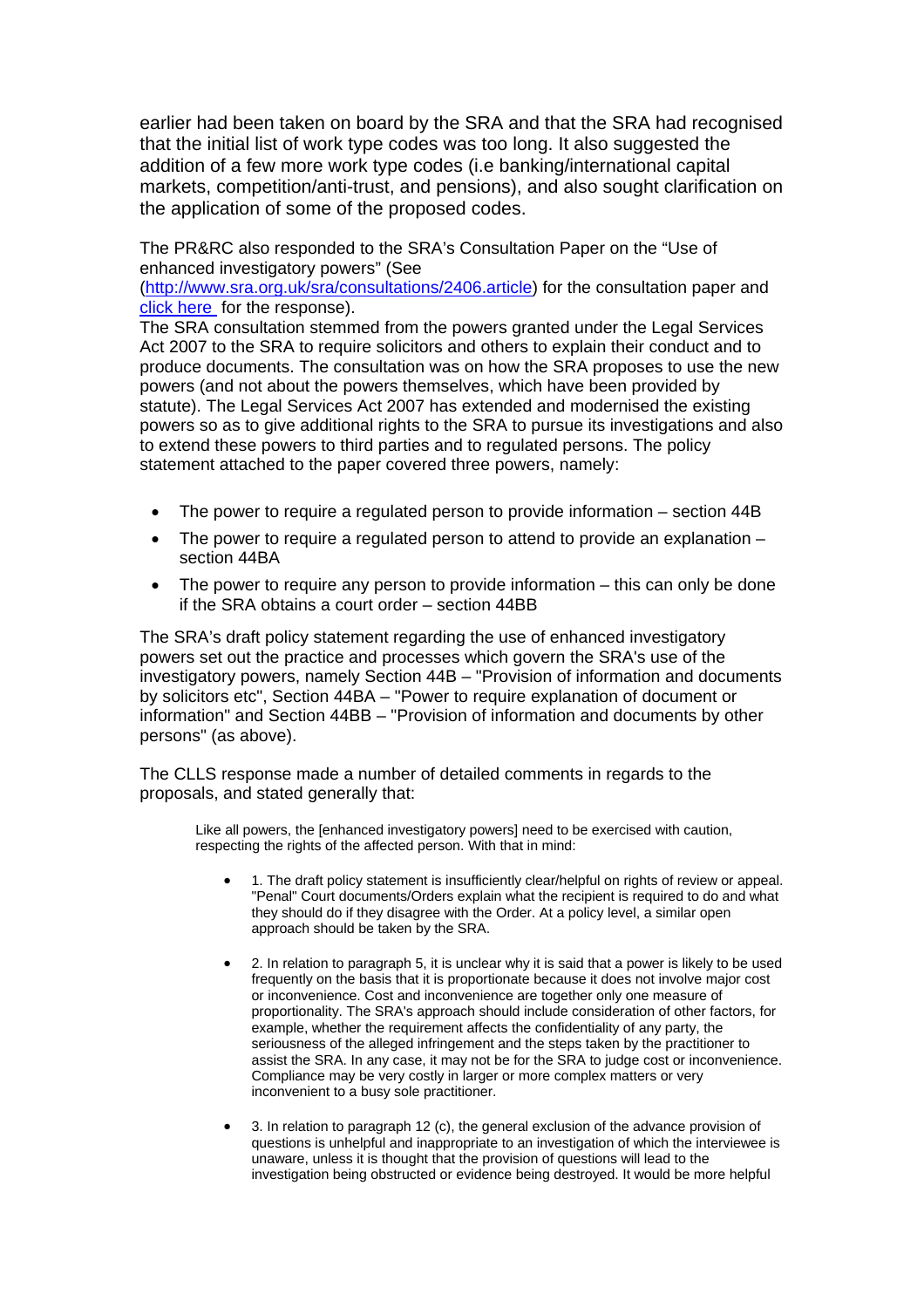earlier had been taken on board by the SRA and that the SRA had recognised that the initial list of work type codes was too long. It also suggested the addition of a few more work type codes (i.e banking/international capital markets, competition/anti-trust, and pensions), and also sought clarification on the application of some of the proposed codes.

The PR&RC also responded to the SRA's Consultation Paper on the "Use of enhanced investigatory powers" (See (http://www.sra.org.uk/sra/consultations/2406.article) for the consultation paper and click here for the response).
The SRA consultation stemmed from the powers granted under the Legal Services Act 2007 to the SRA to require solicitors and others to explain their conduct and to produce documents. The consultation was on how the SRA proposes to use the new powers (and not about the powers themselves, which have been provided by statute). The Legal Services Act 2007 has extended and modernised the existing powers so as to give additional rights to the SRA to pursue its investigations and also to extend these powers to third parties and to regulated persons. The policy statement attached to the paper covered three powers, namely:

- The power to require a regulated person to provide information – section 44B
- The power to require a regulated person to attend to provide an explanation – section 44BA
- The power to require any person to provide information – this can only be done if the SRA obtains a court order – section 44BB

The SRA's draft policy statement regarding the use of enhanced investigatory powers set out the practice and processes which govern the SRA's use of the investigatory powers, namely Section 44B – "Provision of information and documents by solicitors etc", Section 44BA – "Power to require explanation of document or information" and Section 44BB – "Provision of information and documents by other persons" (as above).

The CLLS response made a number of detailed comments in regards to the proposals, and stated generally that:

> Like all powers, the [enhanced investigatory powers] need to be exercised with caution, respecting the rights of the affected person. With that in mind:
>
> - 1. The draft policy statement is insufficiently clear/helpful on rights of review or appeal. "Penal" Court documents/Orders explain what the recipient is required to do and what they should do if they disagree with the Order. At a policy level, a similar open approach should be taken by the SRA.
>
> - 2. In relation to paragraph 5, it is unclear why it is said that a power is likely to be used frequently on the basis that it is proportionate because it does not involve major cost or inconvenience. Cost and inconvenience are together only one measure of proportionality. The SRA's approach should include consideration of other factors, for example, whether the requirement affects the confidentiality of any party, the seriousness of the alleged infringement and the steps taken by the practitioner to assist the SRA. In any case, it may not be for the SRA to judge cost or inconvenience. Compliance may be very costly in larger or more complex matters or very inconvenient to a busy sole practitioner.
>
> - 3. In relation to paragraph 12 (c), the general exclusion of the advance provision of questions is unhelpful and inappropriate to an investigation of which the interviewee is unaware, unless it is thought that the provision of questions will lead to the investigation being obstructed or evidence being destroyed. It would be more helpful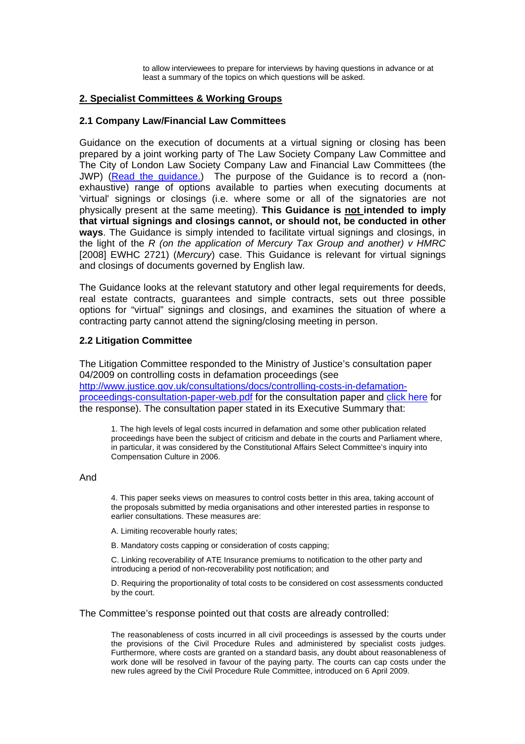to allow interviewees to prepare for interviews by having questions in advance or at least a summary of the topics on which questions will be asked.

## 2. Specialist Committees & Working Groups

### 2.1 Company Law/Financial Law Committees

Guidance on the execution of documents at a virtual signing or closing has been prepared by a joint working party of The Law Society Company Law Committee and The City of London Law Society Company Law and Financial Law Committees (the JWP) (Read the guidance.) The purpose of the Guidance is to record a (non-exhaustive) range of options available to parties when executing documents at 'virtual' signings or closings (i.e. where some or all of the signatories are not physically present at the same meeting). **This Guidance is not intended to imply that virtual signings and closings cannot, or should not, be conducted in other ways**. The Guidance is simply intended to facilitate virtual signings and closings, in the light of the *R (on the application of Mercury Tax Group and another) v HMRC* [2008] EWHC 2721) (*Mercury*) case. This Guidance is relevant for virtual signings and closings of documents governed by English law.

The Guidance looks at the relevant statutory and other legal requirements for deeds, real estate contracts, guarantees and simple contracts, sets out three possible options for "virtual" signings and closings, and examines the situation of where a contracting party cannot attend the signing/closing meeting in person.

### 2.2 Litigation Committee

The Litigation Committee responded to the Ministry of Justice's consultation paper 04/2009 on controlling costs in defamation proceedings (see http://www.justice.gov.uk/consultations/docs/controlling-costs-in-defamation-proceedings-consultation-paper-web.pdf for the consultation paper and click here for the response). The consultation paper stated in its Executive Summary that:

> 1. The high levels of legal costs incurred in defamation and some other publication related proceedings have been the subject of criticism and debate in the courts and Parliament where, in particular, it was considered by the Constitutional Affairs Select Committee's inquiry into Compensation Culture in 2006.

And

> 4. This paper seeks views on measures to control costs better in this area, taking account of the proposals submitted by media organisations and other interested parties in response to earlier consultations. These measures are:
>
> A. Limiting recoverable hourly rates;
>
> B. Mandatory costs capping or consideration of costs capping;
>
> C. Linking recoverability of ATE Insurance premiums to notification to the other party and introducing a period of non-recoverability post notification; and
>
> D. Requiring the proportionality of total costs to be considered on cost assessments conducted by the court.

The Committee's response pointed out that costs are already controlled:

> The reasonableness of costs incurred in all civil proceedings is assessed by the courts under the provisions of the Civil Procedure Rules and administered by specialist costs judges. Furthermore, where costs are granted on a standard basis, any doubt about reasonableness of work done will be resolved in favour of the paying party. The courts can cap costs under the new rules agreed by the Civil Procedure Rule Committee, introduced on 6 April 2009.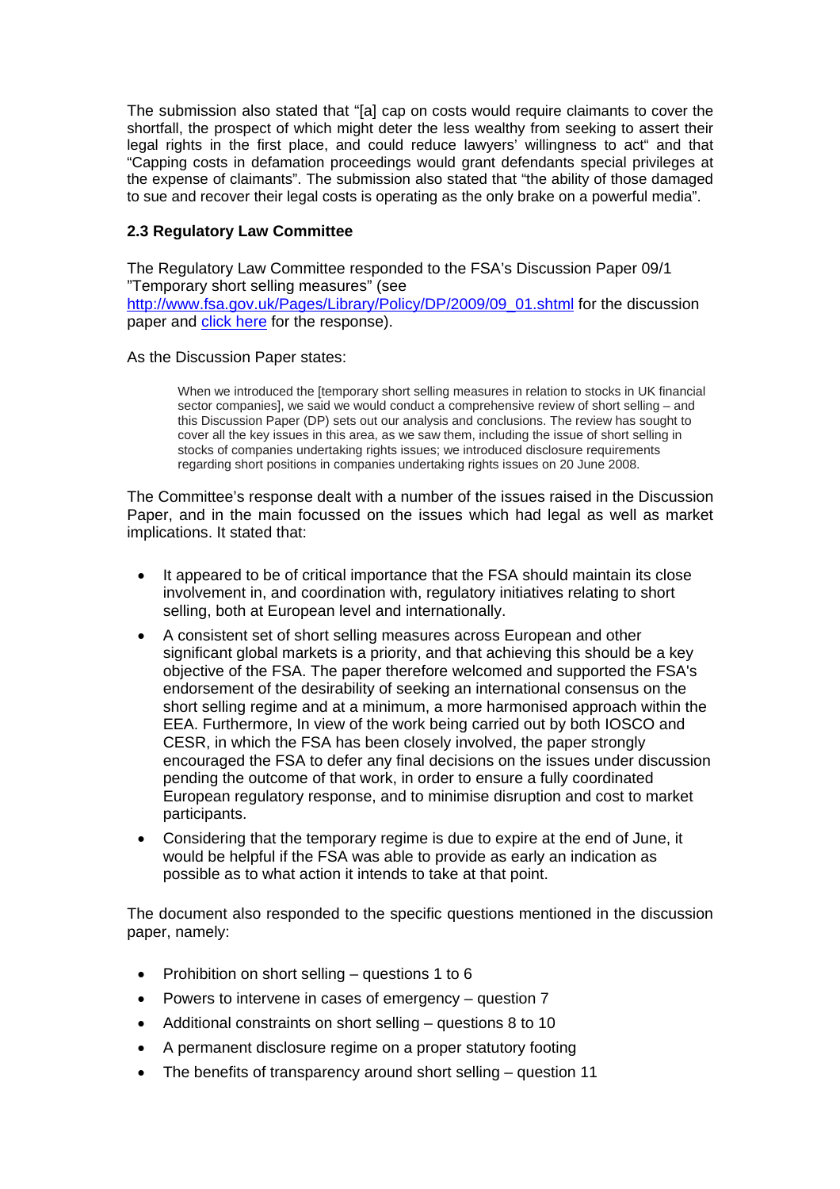The submission also stated that "[a] cap on costs would require claimants to cover the shortfall, the prospect of which might deter the less wealthy from seeking to assert their legal rights in the first place, and could reduce lawyers' willingness to act" and that "Capping costs in defamation proceedings would grant defendants special privileges at the expense of claimants". The submission also stated that "the ability of those damaged to sue and recover their legal costs is operating as the only brake on a powerful media".

### 2.3 Regulatory Law Committee

The Regulatory Law Committee responded to the FSA's Discussion Paper 09/1 "Temporary short selling measures" (see [http://www.fsa.gov.uk/Pages/Library/Policy/DP/2009/09_01.shtml](http://www.fsa.gov.uk/Pages/Library/Policy/DP/2009/09_01.shtml) for the discussion paper and click here for the response).

As the Discussion Paper states:

> When we introduced the [temporary short selling measures in relation to stocks in UK financial sector companies], we said we would conduct a comprehensive review of short selling – and this Discussion Paper (DP) sets out our analysis and conclusions. The review has sought to cover all the key issues in this area, as we saw them, including the issue of short selling in stocks of companies undertaking rights issues; we introduced disclosure requirements regarding short positions in companies undertaking rights issues on 20 June 2008.

The Committee's response dealt with a number of the issues raised in the Discussion Paper, and in the main focussed on the issues which had legal as well as market implications. It stated that:

- It appeared to be of critical importance that the FSA should maintain its close involvement in, and coordination with, regulatory initiatives relating to short selling, both at European level and internationally.
- A consistent set of short selling measures across European and other significant global markets is a priority, and that achieving this should be a key objective of the FSA. The paper therefore welcomed and supported the FSA's endorsement of the desirability of seeking an international consensus on the short selling regime and at a minimum, a more harmonised approach within the EEA. Furthermore, In view of the work being carried out by both IOSCO and CESR, in which the FSA has been closely involved, the paper strongly encouraged the FSA to defer any final decisions on the issues under discussion pending the outcome of that work, in order to ensure a fully coordinated European regulatory response, and to minimise disruption and cost to market participants.
- Considering that the temporary regime is due to expire at the end of June, it would be helpful if the FSA was able to provide as early an indication as possible as to what action it intends to take at that point.

The document also responded to the specific questions mentioned in the discussion paper, namely:

- Prohibition on short selling – questions 1 to 6
- Powers to intervene in cases of emergency – question 7
- Additional constraints on short selling – questions 8 to 10
- A permanent disclosure regime on a proper statutory footing
- The benefits of transparency around short selling – question 11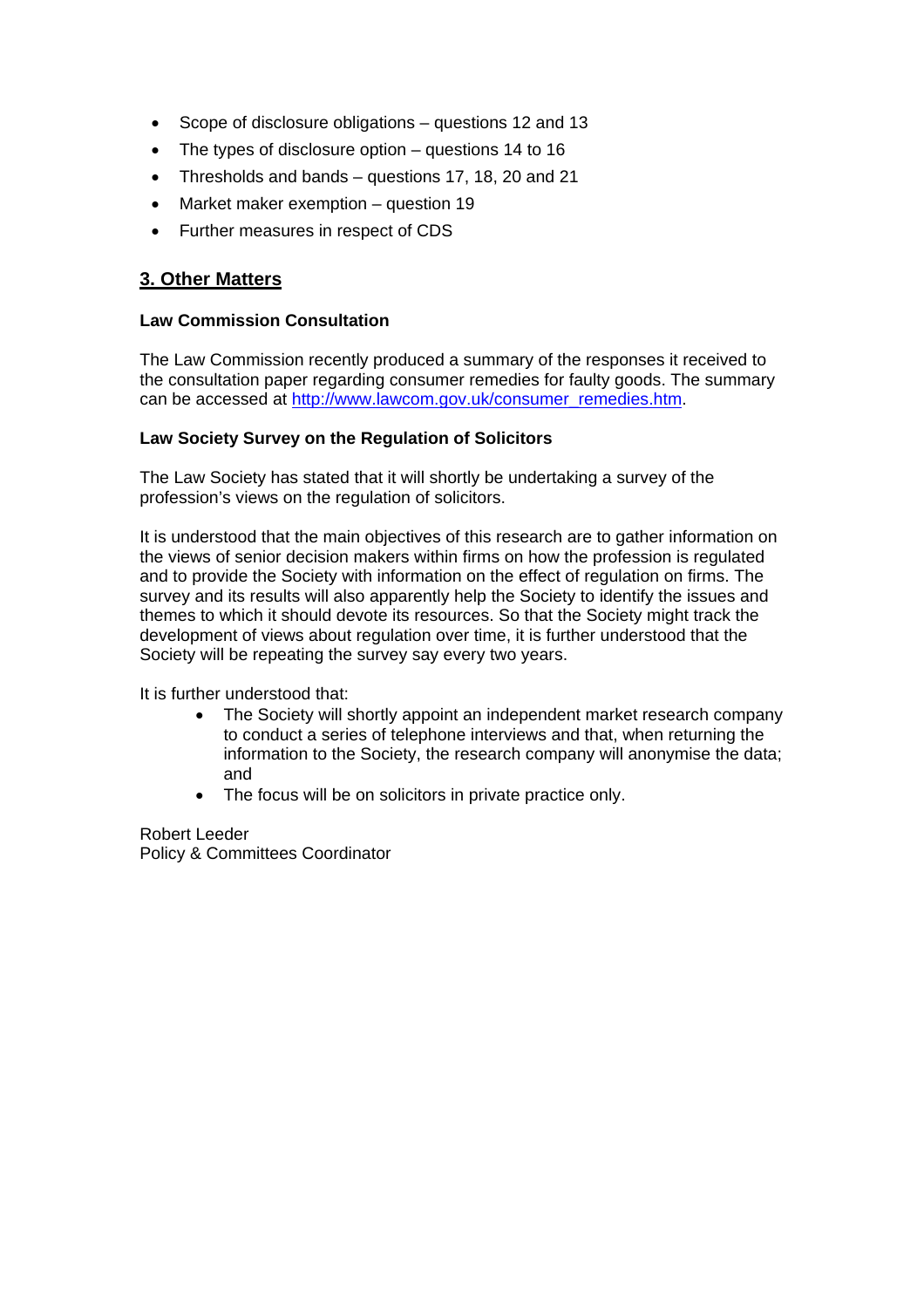- Scope of disclosure obligations – questions 12 and 13
- The types of disclosure option – questions 14 to 16
- Thresholds and bands – questions 17, 18, 20 and 21
- Market maker exemption – question 19
- Further measures in respect of CDS

## 3. Other Matters

**Law Commission Consultation**

The Law Commission recently produced a summary of the responses it received to the consultation paper regarding consumer remedies for faulty goods. The summary can be accessed at [http://www.lawcom.gov.uk/consumer_remedies.htm](http://www.lawcom.gov.uk/consumer_remedies.htm).

**Law Society Survey on the Regulation of Solicitors**

The Law Society has stated that it will shortly be undertaking a survey of the profession's views on the regulation of solicitors.

It is understood that the main objectives of this research are to gather information on the views of senior decision makers within firms on how the profession is regulated and to provide the Society with information on the effect of regulation on firms. The survey and its results will also apparently help the Society to identify the issues and themes to which it should devote its resources. So that the Society might track the development of views about regulation over time, it is further understood that the Society will be repeating the survey say every two years.

It is further understood that:

- The Society will shortly appoint an independent market research company to conduct a series of telephone interviews and that, when returning the information to the Society, the research company will anonymise the data; and
- The focus will be on solicitors in private practice only.

Robert Leeder
Policy & Committees Coordinator